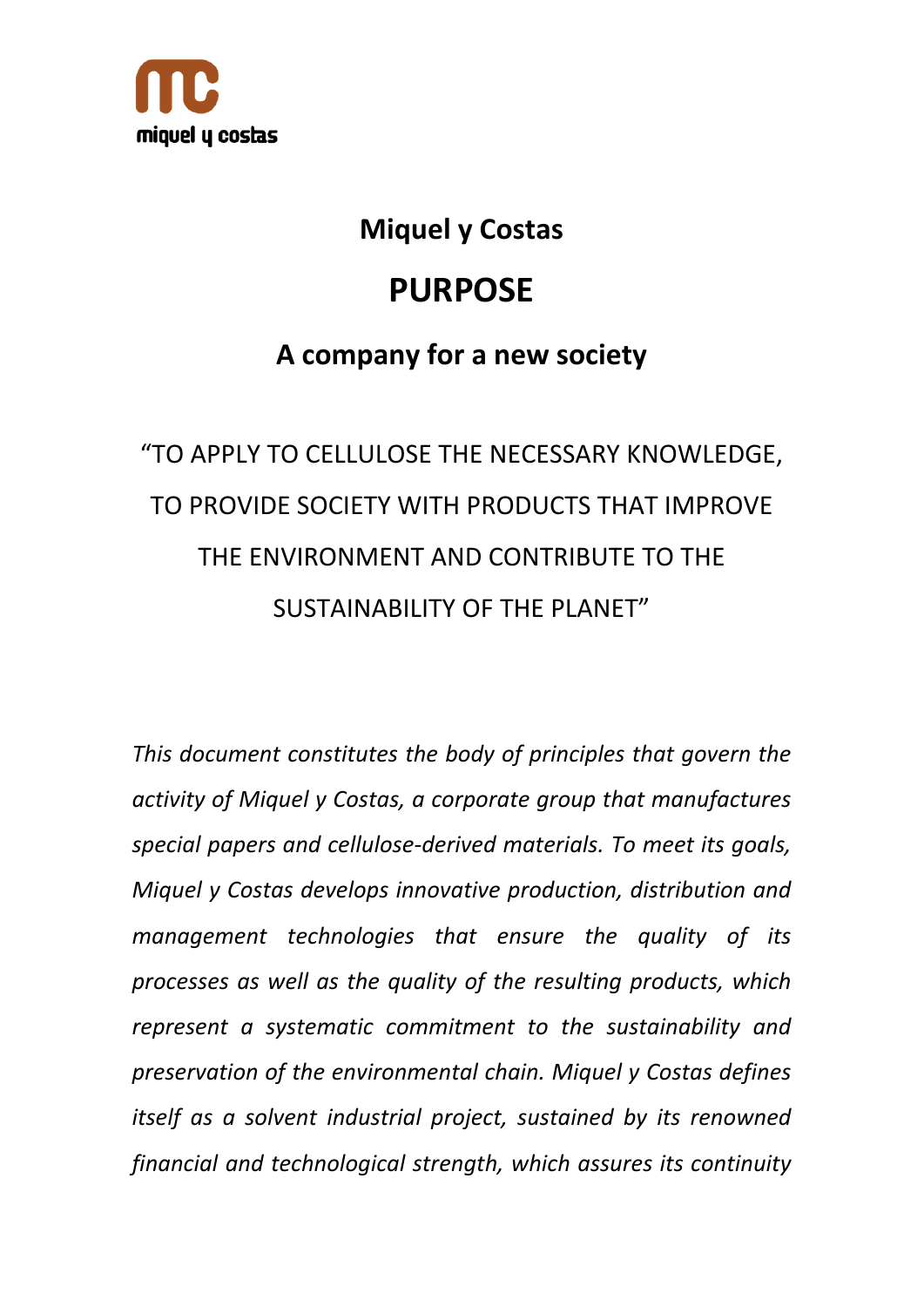# Miquel y Costas

# PURPOSE

## A company for a new society

"TO APPLY TO CELLULOSE THE NECESSARY KNOWLEDGE, TO PROVIDE SOCIETY WITH PRODUCTS THAT IMPROVE THE ENVIRONMENT AND CONTRIBUTE TO THE SUSTAINABILITY OF THE PLANET"

*This document constitutes the body of principles that govern the activity of Miquel y Costas, a corporate group that manufactures special papers and cellulose-derived materials. To meet its goals, Miquel y Costas develops innovative production, distribution and management technologies that ensure the quality of its processes as well as the quality of the resulting products, which represent a systematic commitment to the sustainability and preservation of the environmental chain. Miquel y Costas defines itself as a solvent industrial project, sustained by its renowned financial and technological strength, which assures its continuity*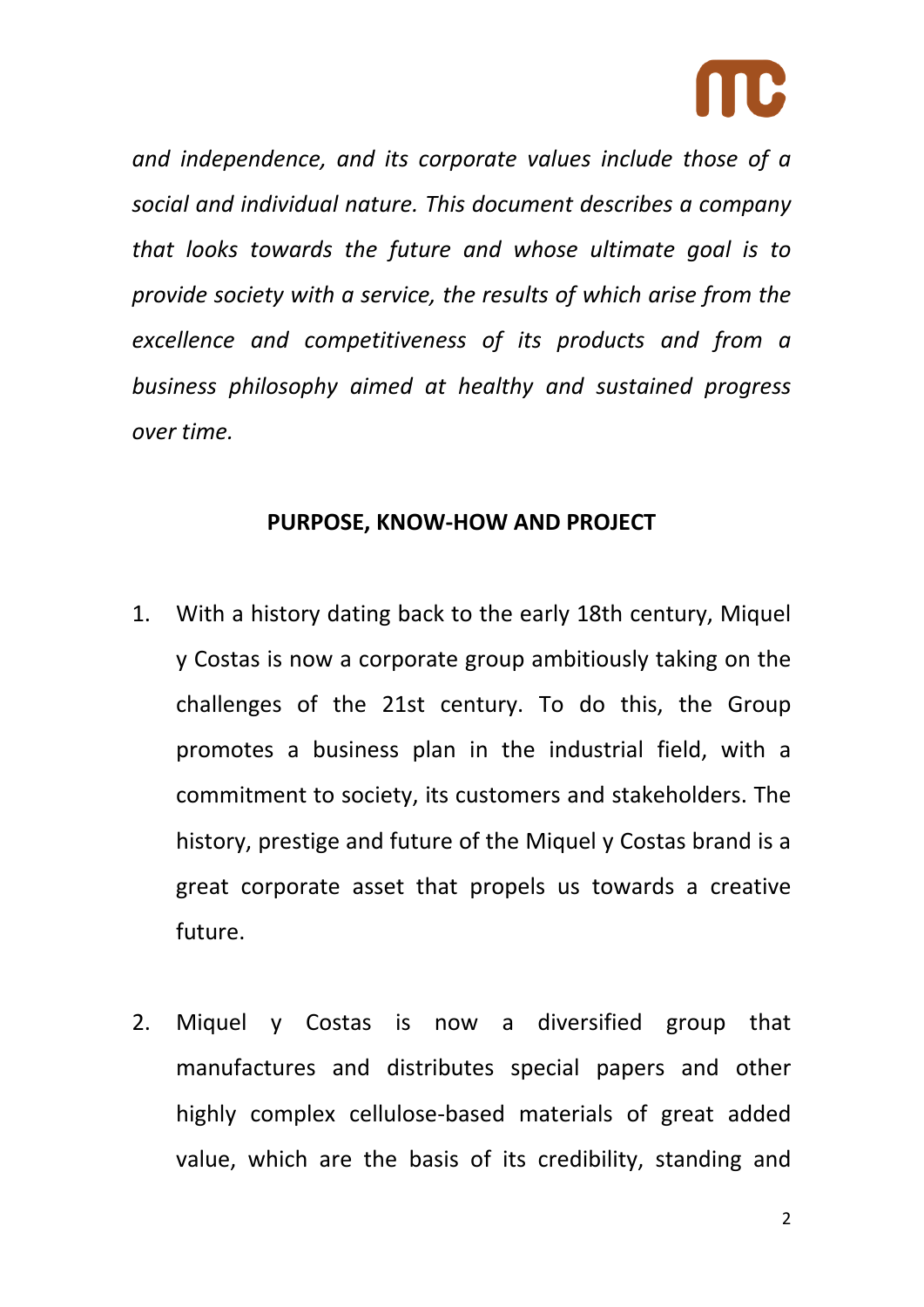*and independence, and its corporate values include those of a social and individual nature. This document describes a company that looks towards the future and whose ultimate goal is to provide society with a service, the results of which arise from the excellence and competitiveness of its products and from a business philosophy aimed at healthy and sustained progress over time.*

**PURPOSE, KNOW-HOW AND PROJECT**

1. With a history dating back to the early 18th century, Miquel y Costas is now a corporate group ambitiously taking on the challenges of the 21st century. To do this, the Group promotes a business plan in the industrial field, with a commitment to society, its customers and stakeholders. The history, prestige and future of the Miquel y Costas brand is a great corporate asset that propels us towards a creative future.

2. Miquel y Costas is now a diversified group that manufactures and distributes special papers and other highly complex cellulose-based materials of great added value, which are the basis of its credibility, standing and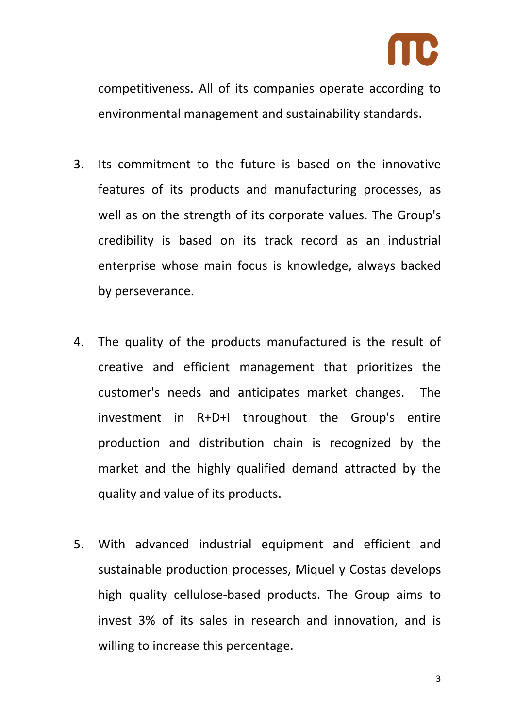competitiveness. All of its companies operate according to environmental management and sustainability standards.

3. Its commitment to the future is based on the innovative features of its products and manufacturing processes, as well as on the strength of its corporate values. The Group's credibility is based on its track record as an industrial enterprise whose main focus is knowledge, always backed by perseverance.

4. The quality of the products manufactured is the result of creative and efficient management that prioritizes the customer's needs and anticipates market changes. The investment in R+D+I throughout the Group's entire production and distribution chain is recognized by the market and the highly qualified demand attracted by the quality and value of its products.

5. With advanced industrial equipment and efficient and sustainable production processes, Miquel y Costas develops high quality cellulose-based products. The Group aims to invest 3% of its sales in research and innovation, and is willing to increase this percentage.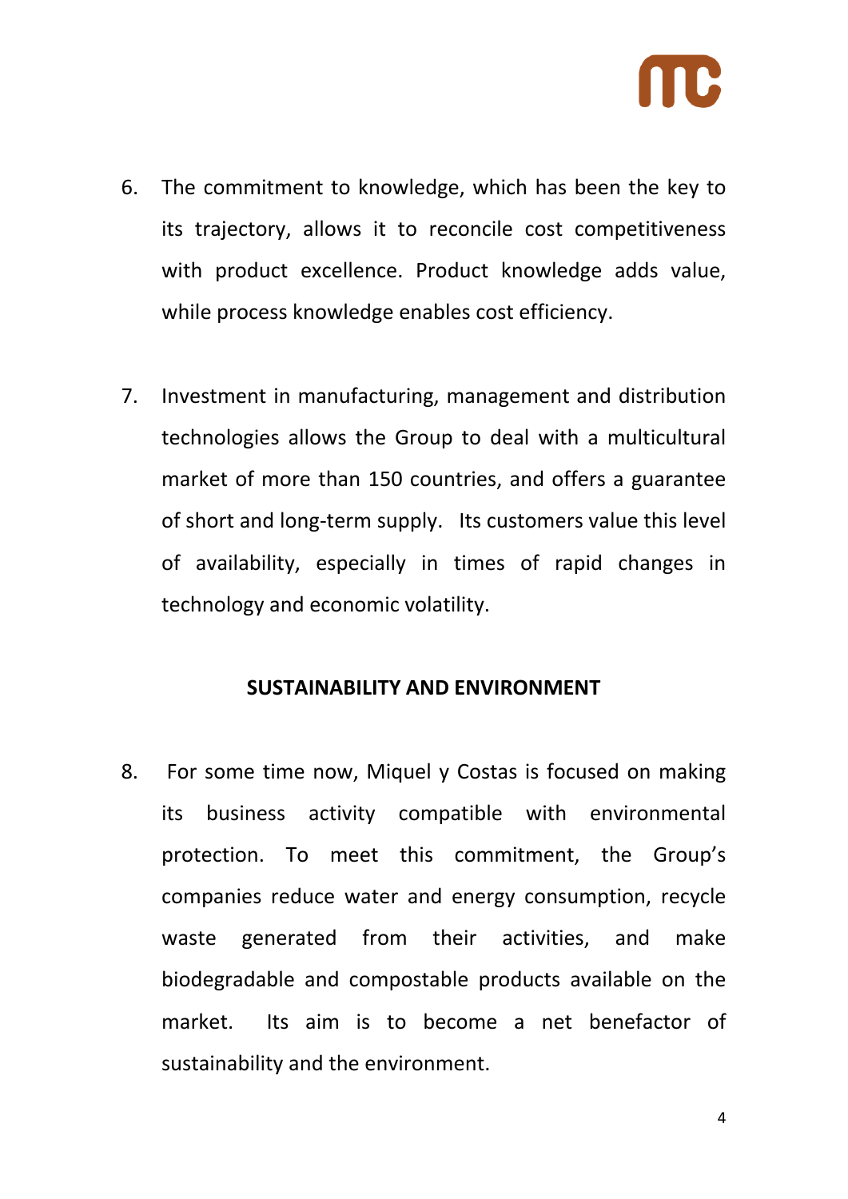6. The commitment to knowledge, which has been the key to its trajectory, allows it to reconcile cost competitiveness with product excellence. Product knowledge adds value, while process knowledge enables cost efficiency.

7. Investment in manufacturing, management and distribution technologies allows the Group to deal with a multicultural market of more than 150 countries, and offers a guarantee of short and long-term supply. Its customers value this level of availability, especially in times of rapid changes in technology and economic volatility.

**SUSTAINABILITY AND ENVIRONMENT**

8. For some time now, Miquel y Costas is focused on making its business activity compatible with environmental protection. To meet this commitment, the Group's companies reduce water and energy consumption, recycle waste generated from their activities, and make biodegradable and compostable products available on the market. Its aim is to become a net benefactor of sustainability and the environment.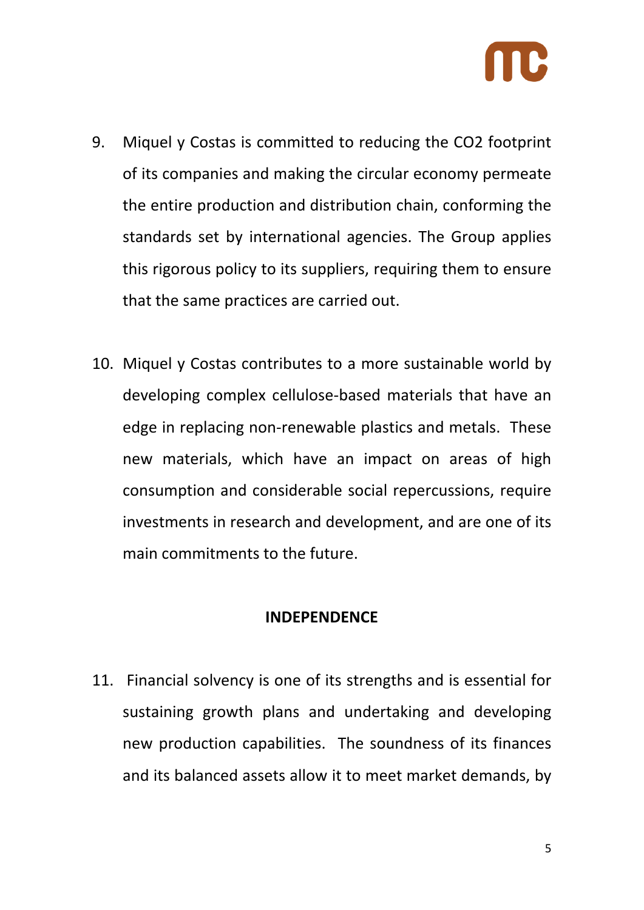9. Miquel y Costas is committed to reducing the $CO_2$ footprint of its companies and making the circular economy permeate the entire production and distribution chain, conforming the standards set by international agencies. The Group applies this rigorous policy to its suppliers, requiring them to ensure that the same practices are carried out.

10. Miquel y Costas contributes to a more sustainable world by developing complex cellulose-based materials that have an edge in replacing non-renewable plastics and metals. These new materials, which have an impact on areas of high consumption and considerable social repercussions, require investments in research and development, and are one of its main commitments to the future.

## INDEPENDENCE

11. Financial solvency is one of its strengths and is essential for sustaining growth plans and undertaking and developing new production capabilities. The soundness of its finances and its balanced assets allow it to meet market demands, by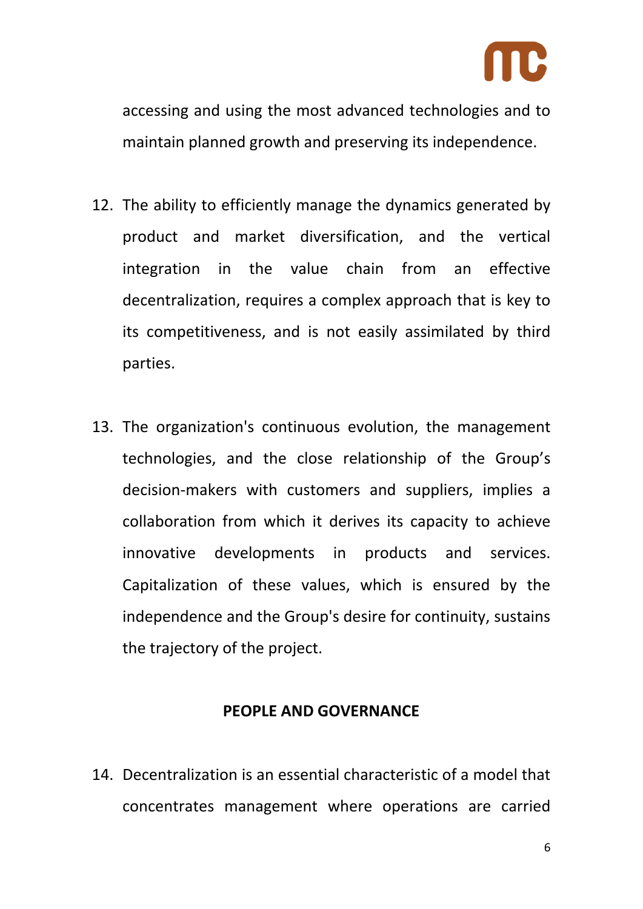accessing and using the most advanced technologies and to maintain planned growth and preserving its independence.

12. The ability to efficiently manage the dynamics generated by product and market diversification, and the vertical integration in the value chain from an effective decentralization, requires a complex approach that is key to its competitiveness, and is not easily assimilated by third parties.

13. The organization's continuous evolution, the management technologies, and the close relationship of the Group's decision-makers with customers and suppliers, implies a collaboration from which it derives its capacity to achieve innovative developments in products and services. Capitalization of these values, which is ensured by the independence and the Group's desire for continuity, sustains the trajectory of the project.

## PEOPLE AND GOVERNANCE

14. Decentralization is an essential characteristic of a model that concentrates management where operations are carried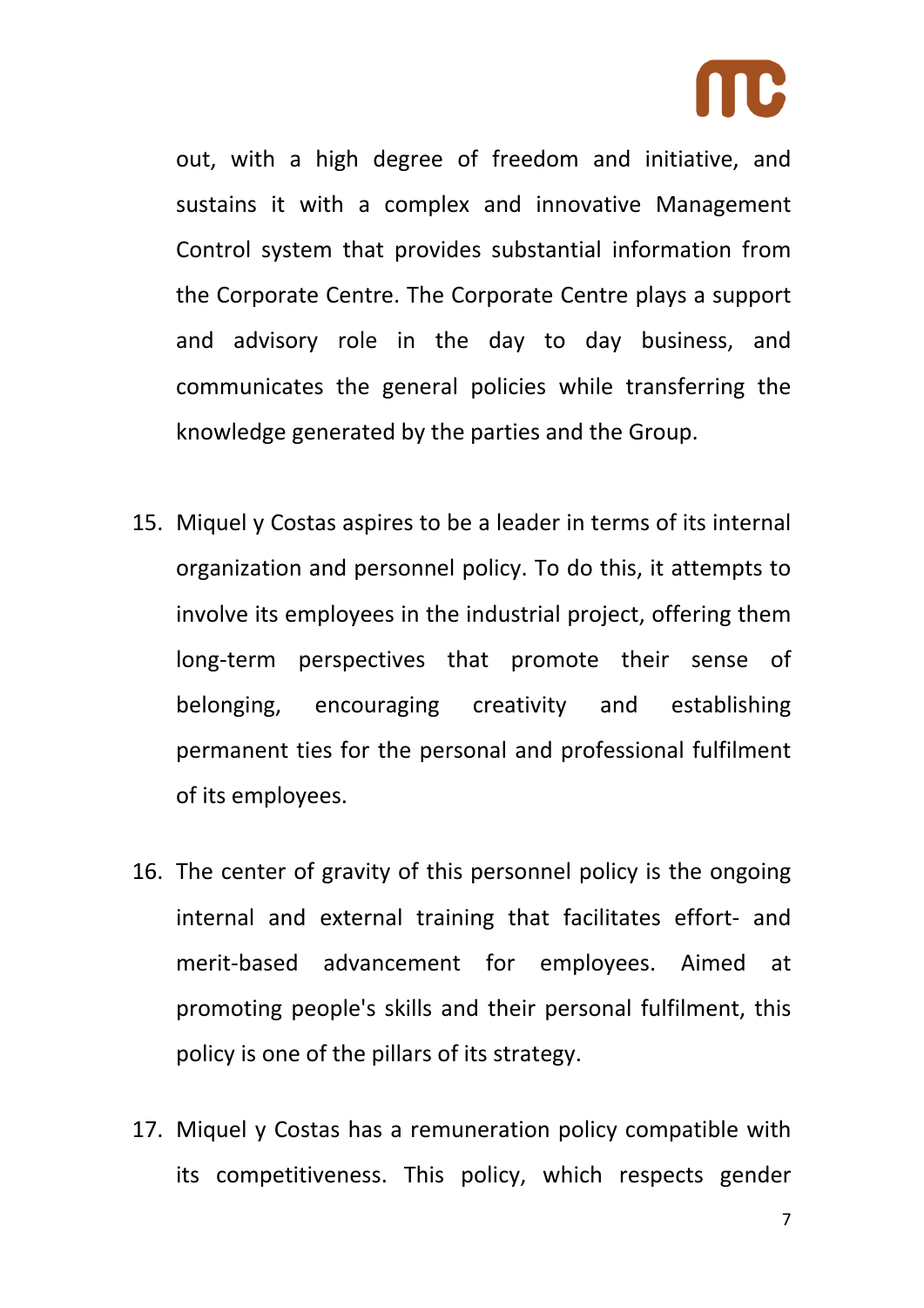out, with a high degree of freedom and initiative, and sustains it with a complex and innovative Management Control system that provides substantial information from the Corporate Centre. The Corporate Centre plays a support and advisory role in the day to day business, and communicates the general policies while transferring the knowledge generated by the parties and the Group.

15. Miquel y Costas aspires to be a leader in terms of its internal organization and personnel policy. To do this, it attempts to involve its employees in the industrial project, offering them long-term perspectives that promote their sense of belonging, encouraging creativity and establishing permanent ties for the personal and professional fulfilment of its employees.

16. The center of gravity of this personnel policy is the ongoing internal and external training that facilitates effort- and merit-based advancement for employees. Aimed at promoting people's skills and their personal fulfilment, this policy is one of the pillars of its strategy.

17. Miquel y Costas has a remuneration policy compatible with its competitiveness. This policy, which respects gender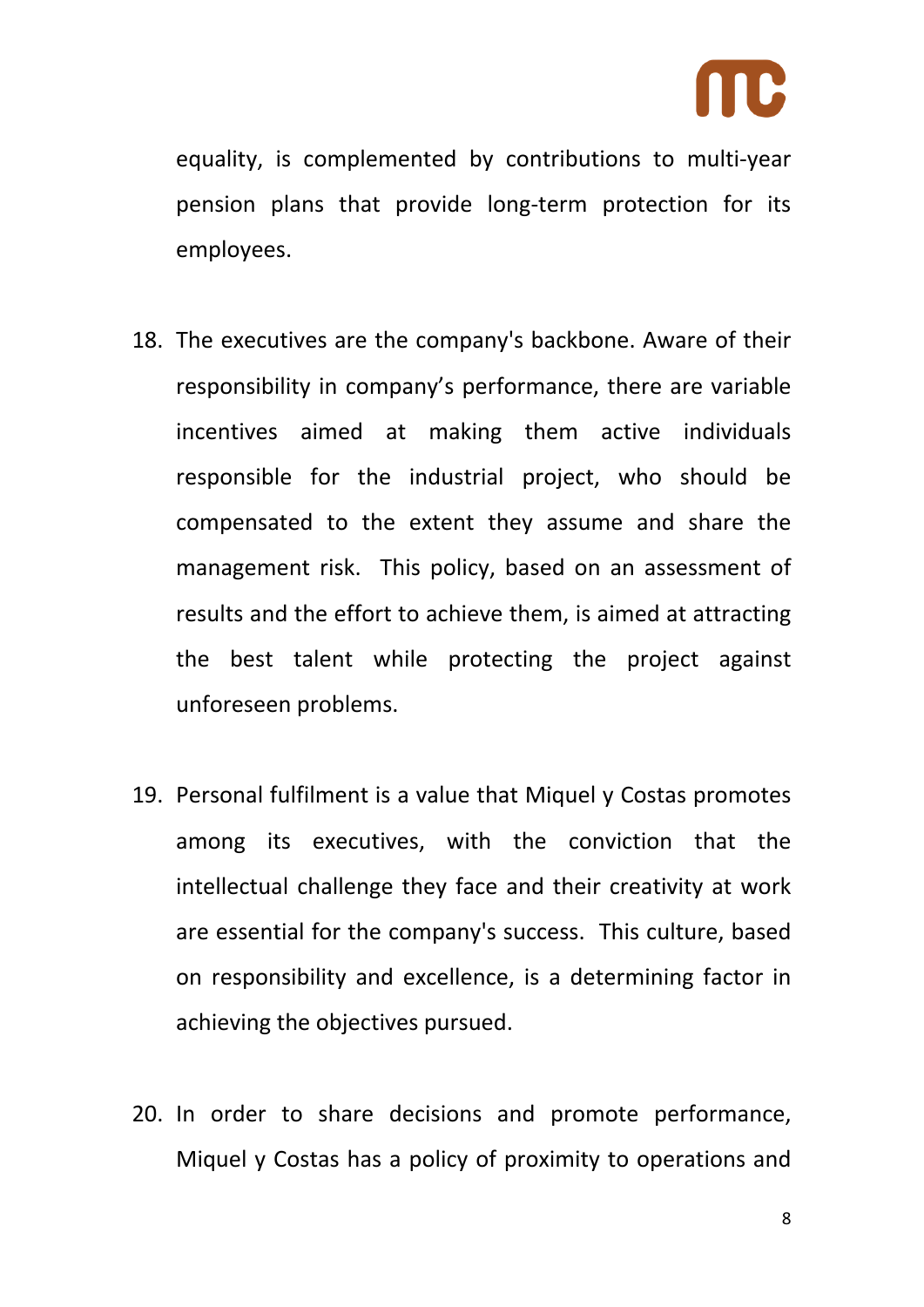equality, is complemented by contributions to multi-year pension plans that provide long-term protection for its employees.

18. The executives are the company's backbone. Aware of their responsibility in company's performance, there are variable incentives aimed at making them active individuals responsible for the industrial project, who should be compensated to the extent they assume and share the management risk. This policy, based on an assessment of results and the effort to achieve them, is aimed at attracting the best talent while protecting the project against unforeseen problems.

19. Personal fulfilment is a value that Miquel y Costas promotes among its executives, with the conviction that the intellectual challenge they face and their creativity at work are essential for the company's success. This culture, based on responsibility and excellence, is a determining factor in achieving the objectives pursued.

20. In order to share decisions and promote performance, Miquel y Costas has a policy of proximity to operations and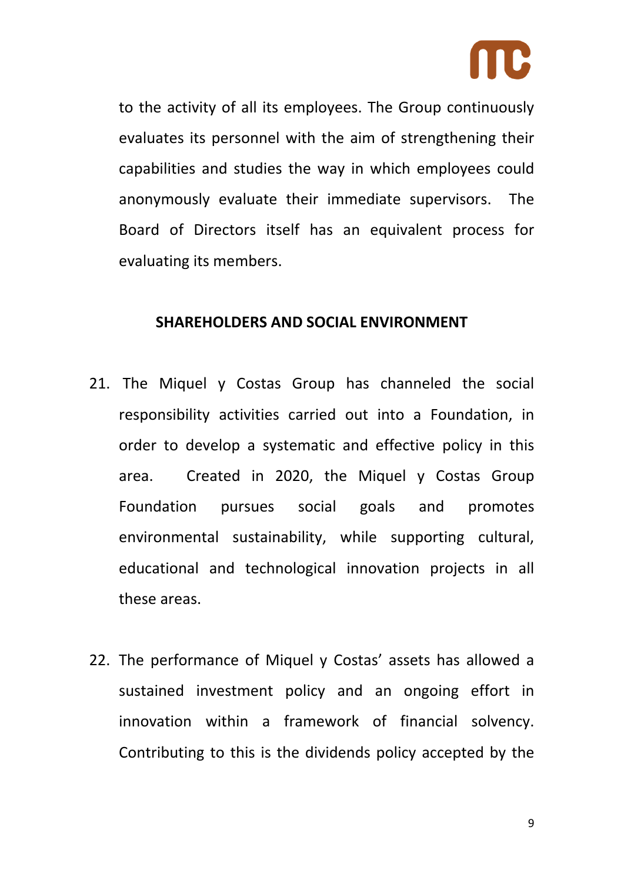to the activity of all its employees. The Group continuously evaluates its personnel with the aim of strengthening their capabilities and studies the way in which employees could anonymously evaluate their immediate supervisors. The Board of Directors itself has an equivalent process for evaluating its members.

**SHAREHOLDERS AND SOCIAL ENVIRONMENT**

21. The Miquel y Costas Group has channeled the social responsibility activities carried out into a Foundation, in order to develop a systematic and effective policy in this area. Created in 2020, the Miquel y Costas Group Foundation pursues social goals and promotes environmental sustainability, while supporting cultural, educational and technological innovation projects in all these areas.

22. The performance of Miquel y Costas' assets has allowed a sustained investment policy and an ongoing effort in innovation within a framework of financial solvency. Contributing to this is the dividends policy accepted by the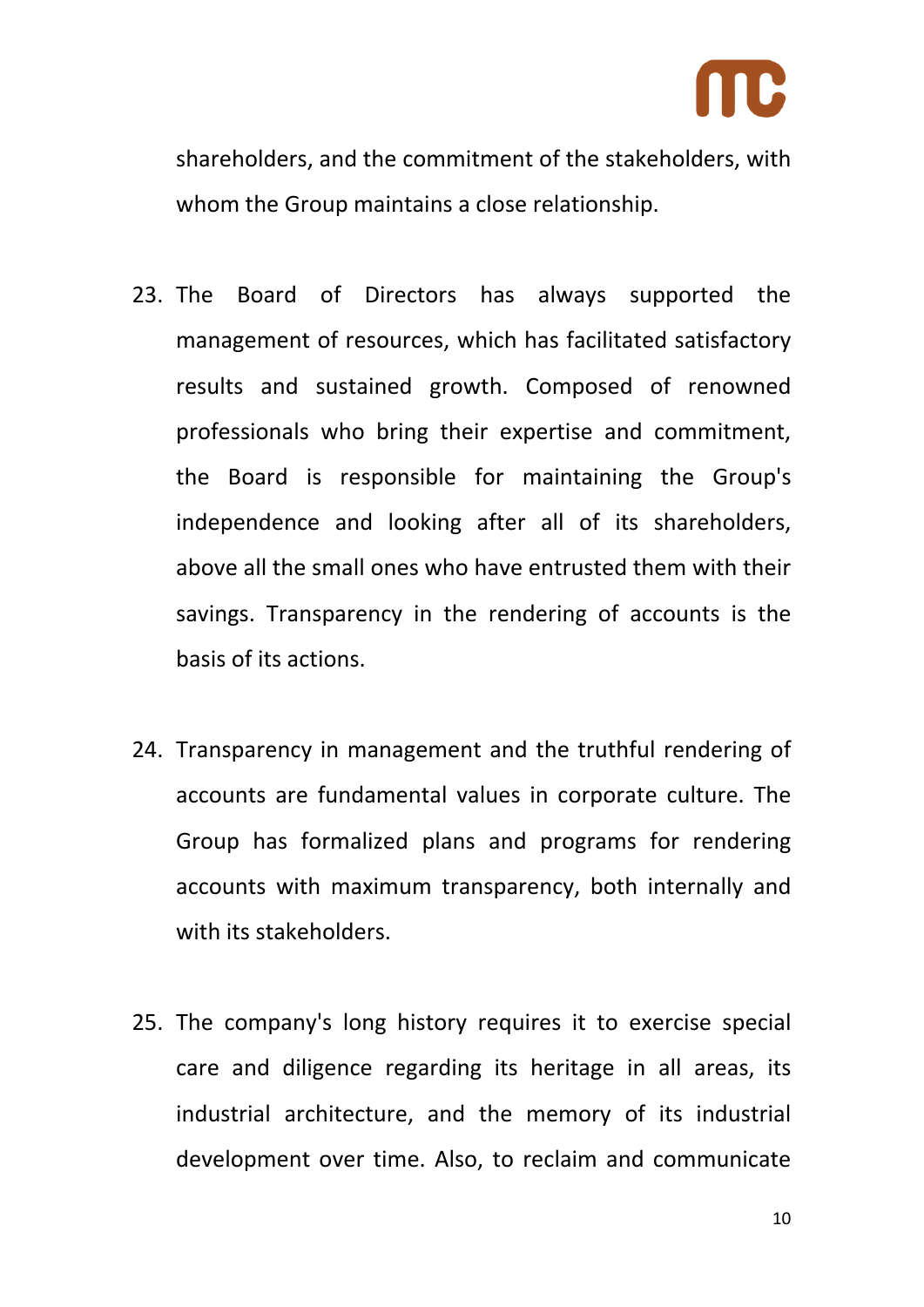shareholders, and the commitment of the stakeholders, with whom the Group maintains a close relationship.

23. The Board of Directors has always supported the management of resources, which has facilitated satisfactory results and sustained growth. Composed of renowned professionals who bring their expertise and commitment, the Board is responsible for maintaining the Group's independence and looking after all of its shareholders, above all the small ones who have entrusted them with their savings. Transparency in the rendering of accounts is the basis of its actions.

24. Transparency in management and the truthful rendering of accounts are fundamental values in corporate culture. The Group has formalized plans and programs for rendering accounts with maximum transparency, both internally and with its stakeholders.

25. The company's long history requires it to exercise special care and diligence regarding its heritage in all areas, its industrial architecture, and the memory of its industrial development over time. Also, to reclaim and communicate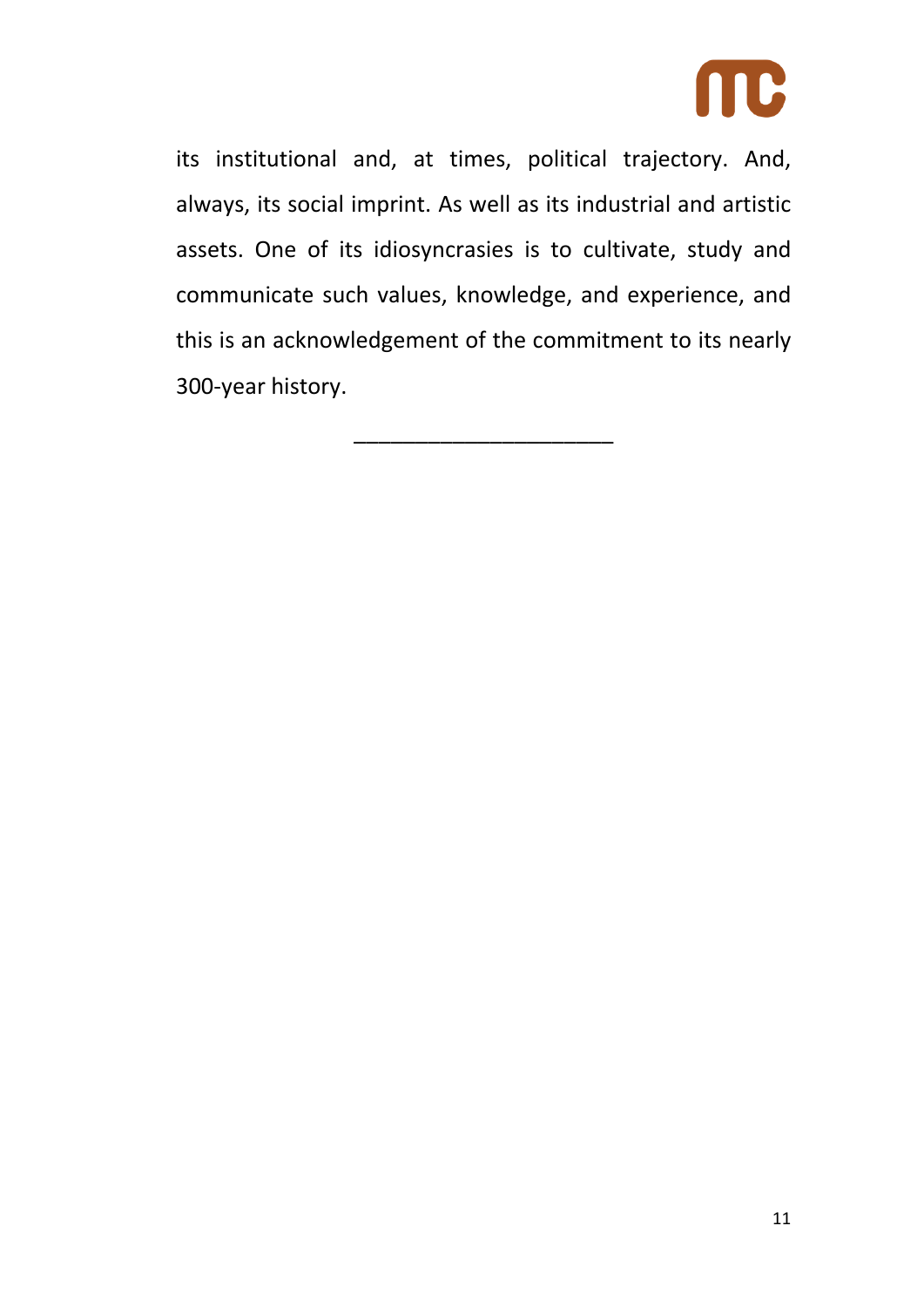its institutional and, at times, political trajectory. And, always, its social imprint. As well as its industrial and artistic assets. One of its idiosyncrasies is to cultivate, study and communicate such values, knowledge, and experience, and this is an acknowledgement of the commitment to its nearly 300-year history.

---